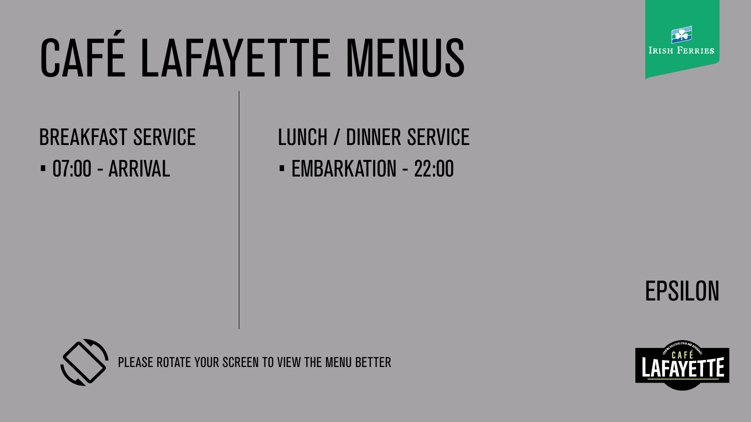# CAFÉ LAFAYETTE MENUS

Irish Ferries

## BREAKFAST SERVICE

- 07:00 - ARRIVAL

## LUNCH / DINNER SERVICE

- EMBARKATION - 22:00

EPSILON

PLEASE ROTATE YOUR SCREEN TO VIEW THE MENU BETTER

Serving Delicious Food and Beverages
CAFÉ LAFAYETTE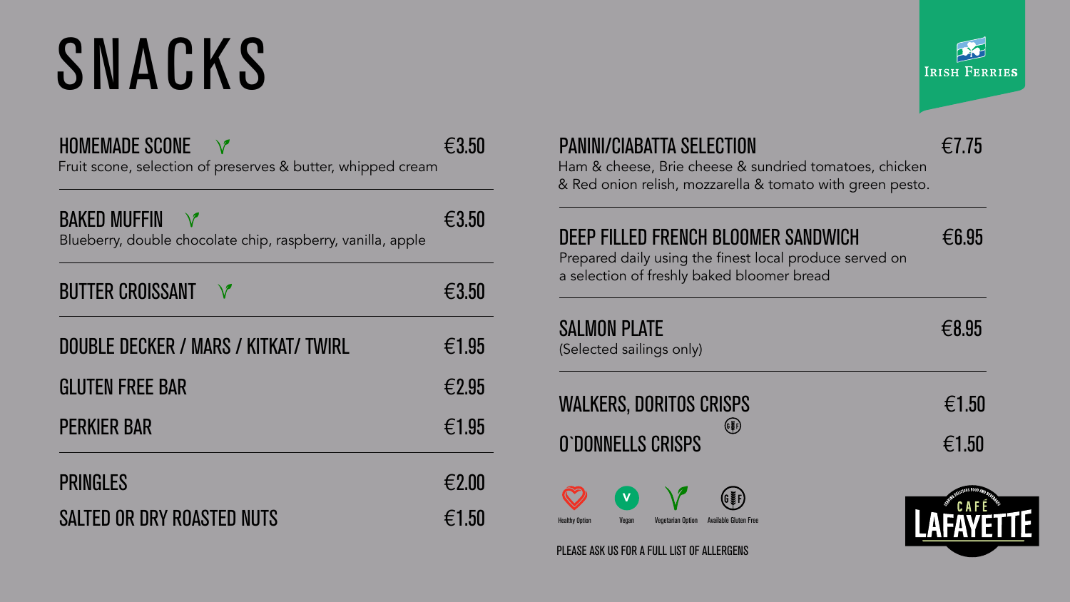# SNACKS

Irish Ferries

**HOMEMADE SCONE** (Vegetarian Option) — €3.50
Fruit scone, selection of preserves & butter, whipped cream

**BAKED MUFFIN** (Vegetarian Option) — €3.50
Blueberry, double chocolate chip, raspberry, vanilla, apple

**BUTTER CROISSANT** (Vegetarian Option) — €3.50

**DOUBLE DECKER / MARS / KITKAT/ TWIRL** — €1.95

**GLUTEN FREE BAR** — €2.95

**PERKIER BAR** — €1.95

**PRINGLES** — €2.00

**SALTED OR DRY ROASTED NUTS** — €1.50

**PANINI/CIABATTA SELECTION** — €7.75
Ham & cheese, Brie cheese & sundried tomatoes, chicken & Red onion relish, mozzarella & tomato with green pesto.

**DEEP FILLED FRENCH BLOOMER SANDWICH** — €6.95
Prepared daily using the finest local produce served on a selection of freshly baked bloomer bread

**SALMON PLATE** — €8.95
(Selected sailings only)

**WALKERS, DORITOS CRISPS** — €1.50

**O`DONNELLS CRISPS** (Available Gluten Free) — €1.50

Healthy Option | Vegan | Vegetarian Option | Available Gluten Free

PLEASE ASK US FOR A FULL LIST OF ALLERGENS

Café Lafayette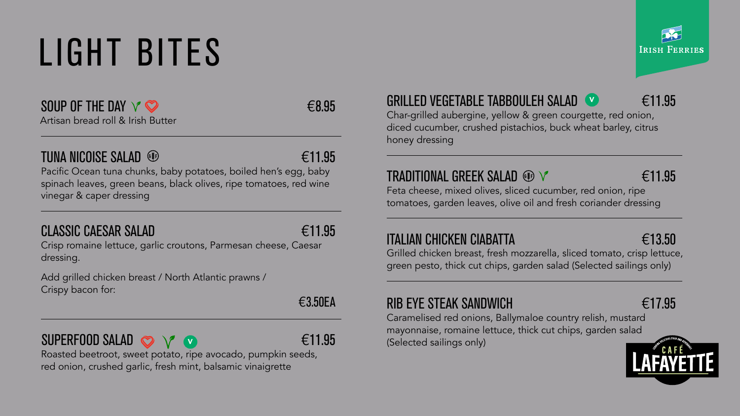# LIGHT BITES

## SOUP OF THE DAY — €8.95
Artisan bread roll & Irish Butter

## TUNA NICOISE SALAD — €11.95
Pacific Ocean tuna chunks, baby potatoes, boiled hen's egg, baby spinach leaves, green beans, black olives, ripe tomatoes, red wine vinegar & caper dressing

## CLASSIC CAESAR SALAD — €11.95
Crisp romaine lettuce, garlic croutons, Parmesan cheese, Caesar dressing.

Add grilled chicken breast / North Atlantic prawns / Crispy bacon for: €3.50EA

## SUPERFOOD SALAD V — €11.95
Roasted beetroot, sweet potato, ripe avocado, pumpkin seeds, red onion, crushed garlic, fresh mint, balsamic vinaigrette

## GRILLED VEGETABLE TABBOULEH SALAD V — €11.95
Char-grilled aubergine, yellow & green courgette, red onion, diced cucumber, crushed pistachios, buck wheat barley, citrus honey dressing

## TRADITIONAL GREEK SALAD — €11.95
Feta cheese, mixed olives, sliced cucumber, red onion, ripe tomatoes, garden leaves, olive oil and fresh coriander dressing

## ITALIAN CHICKEN CIABATTA — €13.50
Grilled chicken breast, fresh mozzarella, sliced tomato, crisp lettuce, green pesto, thick cut chips, garden salad (Selected sailings only)

## RIB EYE STEAK SANDWICH — €17.95
Caramelised red onions, Ballymaloe country relish, mustard mayonnaise, romaine lettuce, thick cut chips, garden salad (Selected sailings only)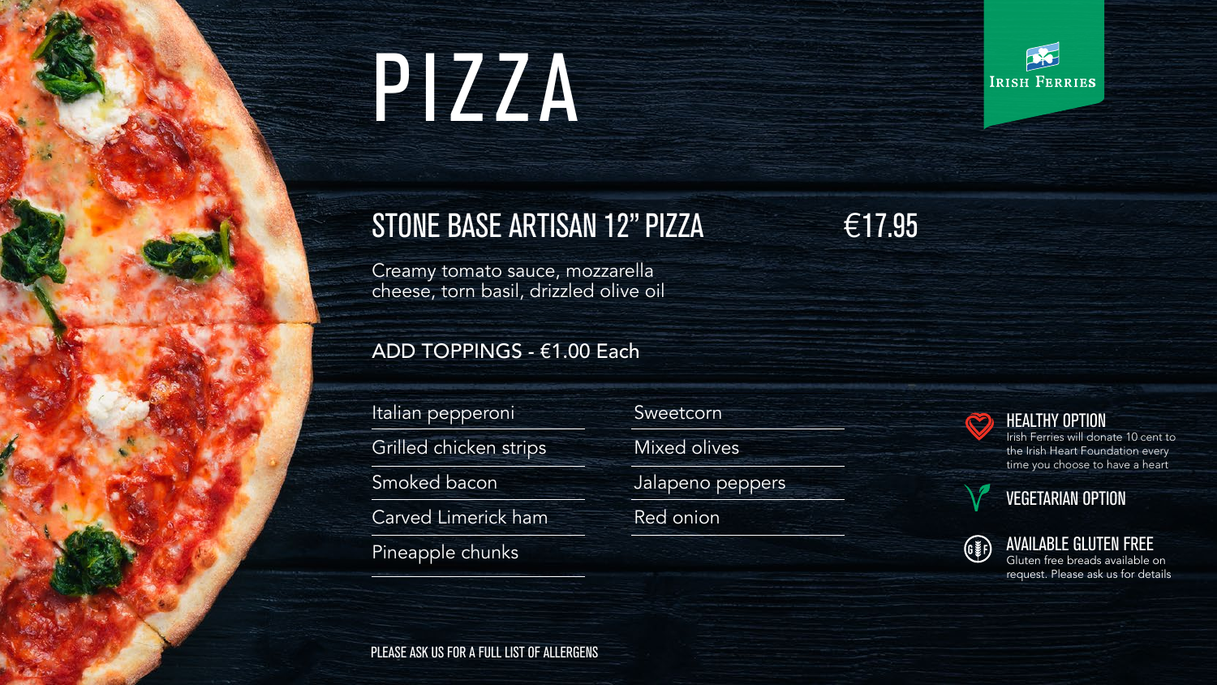# PIZZA

Irish Ferries

## STONE BASE ARTISAN 12" PIZZA €17.95

Creamy tomato sauce, mozzarella cheese, torn basil, drizzled olive oil

### ADD TOPPINGS - €1.00 Each

- Italian pepperoni
- Grilled chicken strips
- Smoked bacon
- Carved Limerick ham
- Pineapple chunks
- Sweetcorn
- Mixed olives
- Jalapeno peppers
- Red onion

**HEALTHY OPTION**
Irish Ferries will donate 10 cent to the Irish Heart Foundation every time you choose to have a heart

**VEGETARIAN OPTION**

**AVAILABLE GLUTEN FREE**
Gluten free breads available on request. Please ask us for details

PLEASE ASK US FOR A FULL LIST OF ALLERGENS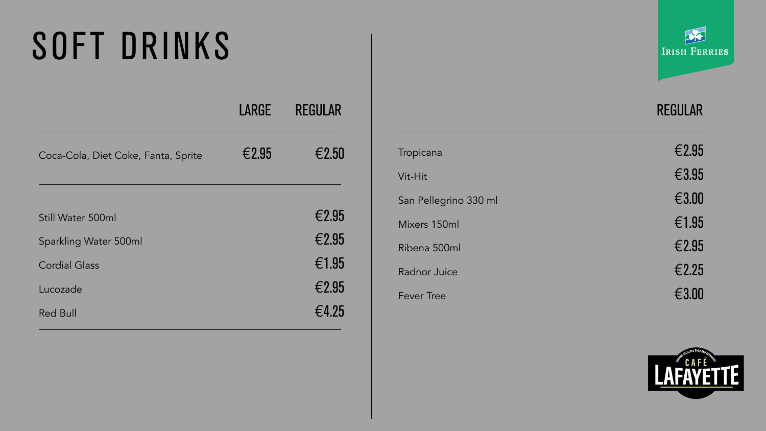# SOFT DRINKS

| | LARGE | REGULAR |
|---|---|---|
| Coca-Cola, Diet Coke, Fanta, Sprite | €2.95 | €2.50 |
| Still Water 500ml | | €2.95 |
| Sparkling Water 500ml | | €2.95 |
| Cordial Glass | | €1.95 |
| Lucozade | | €2.95 |
| Red Bull | | €4.25 |

| | REGULAR |
|---|---|
| Tropicana | €2.95 |
| Vit-Hit | €3.95 |
| San Pellegrino 330 ml | €3.00 |
| Mixers 150ml | €1.95 |
| Ribena 500ml | €2.95 |
| Radnor Juice | €2.25 |
| Fever Tree | €3.00 |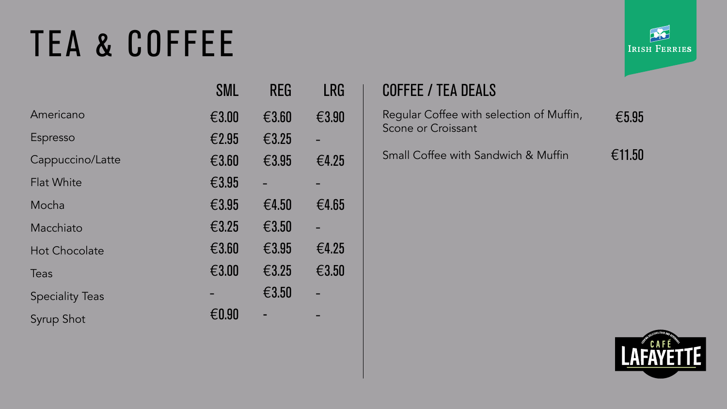# TEA & COFFEE

| | SML | REG | LRG |
|---|---|---|---|
| Americano | €3.00 | €3.60 | €3.90 |
| Espresso | €2.95 | €3.25 | - |
| Cappuccino/Latte | €3.60 | €3.95 | €4.25 |
| Flat White | €3.95 | - | - |
| Mocha | €3.95 | €4.50 | €4.65 |
| Macchiato | €3.25 | €3.50 | - |
| Hot Chocolate | €3.60 | €3.95 | €4.25 |
| Teas | €3.00 | €3.25 | €3.50 |
| Speciality Teas | - | €3.50 | - |
| Syrup Shot | €0.90 | - | - |

## COFFEE / TEA DEALS

| | |
|---|---|
| Regular Coffee with selection of Muffin, Scone or Croissant | €5.95 |
| Small Coffee with Sandwich & Muffin | €11.50 |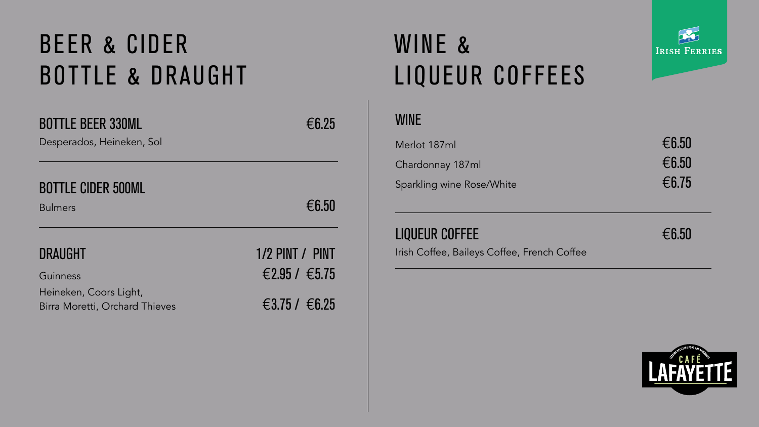# BEER & CIDER BOTTLE & DRAUGHT

## BOTTLE BEER 330ML — €6.25

Desperados, Heineken, Sol

## BOTTLE CIDER 500ML

Bulmers — €6.50

## DRAUGHT

| | 1/2 PINT | PINT |
|---|---|---|
| Guinness | €2.95 | €5.75 |
| Heineken, Coors Light, Birra Moretti, Orchard Thieves | €3.75 | €6.25 |

# WINE & LIQUEUR COFFEES

## WINE

| | |
|---|---|
| Merlot 187ml | €6.50 |
| Chardonnay 187ml | €6.50 |
| Sparkling wine Rose/White | €6.75 |

## LIQUEUR COFFEE — €6.50

Irish Coffee, Baileys Coffee, French Coffee

Irish Ferries

Café Lafayette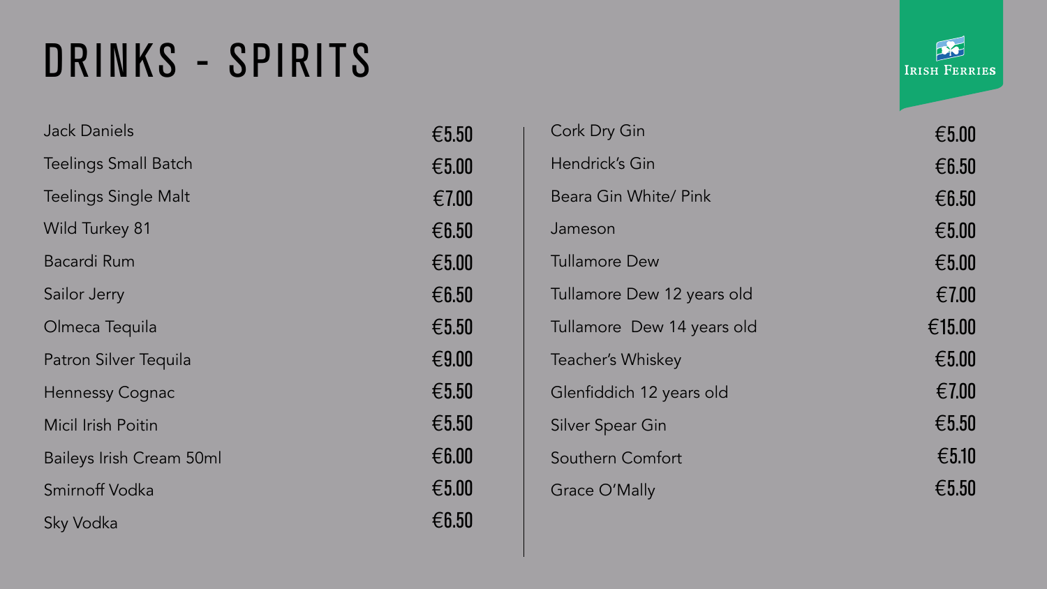# DRINKS - SPIRITS

Irish Ferries

| | |
|---|---|
| Jack Daniels | €5.50 |
| Teelings Small Batch | €5.00 |
| Teelings Single Malt | €7.00 |
| Wild Turkey 81 | €6.50 |
| Bacardi Rum | €5.00 |
| Sailor Jerry | €6.50 |
| Olmeca Tequila | €5.50 |
| Patron Silver Tequila | €9.00 |
| Hennessy Cognac | €5.50 |
| Micil Irish Poitin | €5.50 |
| Baileys Irish Cream 50ml | €6.00 |
| Smirnoff Vodka | €5.00 |
| Sky Vodka | €6.50 |
| Cork Dry Gin | €5.00 |
| Hendrick's Gin | €6.50 |
| Beara Gin White/ Pink | €6.50 |
| Jameson | €5.00 |
| Tullamore Dew | €5.00 |
| Tullamore Dew 12 years old | €7.00 |
| Tullamore Dew 14 years old | €15.00 |
| Teacher's Whiskey | €5.00 |
| Glenfiddich 12 years old | €7.00 |
| Silver Spear Gin | €5.50 |
| Southern Comfort | €5.10 |
| Grace O'Mally | €5.50 |